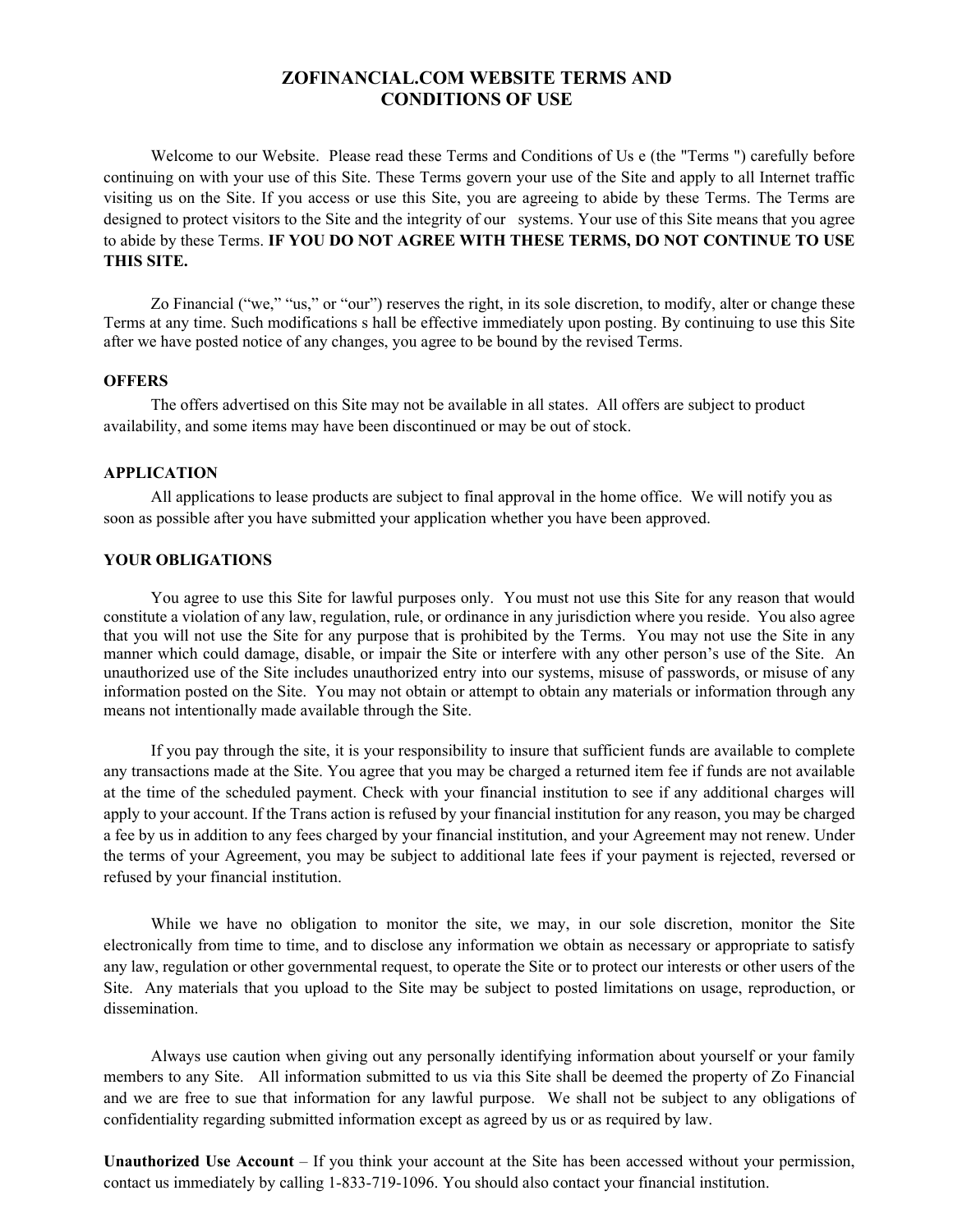# ZOFINANCIAL.COM WEBSITE TERMS AND CONDITIONS OF USE

Welcome to our Website. Please read these Terms and Conditions of Us e (the "Terms ") carefully before continuing on with your use of this Site. These Terms govern your use of the Site and apply to all Internet traffic visiting us on the Site. If you access or use this Site, you are agreeing to abide by these Terms. The Terms are designed to protect visitors to the Site and the integrity of our systems. Your use of this Site means that you agree to abide by these Terms. **IF YOU DO NOT AGREE WITH THESE TERMS, DO NOT CONTINUE TO USE THIS SITE.**

Zo Financial ("we," "us," or "our") reserves the right, in its sole discretion, to modify, alter or change these Terms at any time. Such modifications s hall be effective immediately upon posting. By continuing to use this Site after we have posted notice of any changes, you agree to be bound by the revised Terms.

**OFFERS**

The offers advertised on this Site may not be available in all states. All offers are subject to product availability, and some items may have been discontinued or may be out of stock.

**APPLICATION**

All applications to lease products are subject to final approval in the home office. We will notify you as soon as possible after you have submitted your application whether you have been approved.

**YOUR OBLIGATIONS**

You agree to use this Site for lawful purposes only. You must not use this Site for any reason that would constitute a violation of any law, regulation, rule, or ordinance in any jurisdiction where you reside. You also agree that you will not use the Site for any purpose that is prohibited by the Terms. You may not use the Site in any manner which could damage, disable, or impair the Site or interfere with any other person's use of the Site. An unauthorized use of the Site includes unauthorized entry into our systems, misuse of passwords, or misuse of any information posted on the Site. You may not obtain or attempt to obtain any materials or information through any means not intentionally made available through the Site.

If you pay through the site, it is your responsibility to insure that sufficient funds are available to complete any transactions made at the Site. You agree that you may be charged a returned item fee if funds are not available at the time of the scheduled payment. Check with your financial institution to see if any additional charges will apply to your account. If the Trans action is refused by your financial institution for any reason, you may be charged a fee by us in addition to any fees charged by your financial institution, and your Agreement may not renew. Under the terms of your Agreement, you may be subject to additional late fees if your payment is rejected, reversed or refused by your financial institution.

While we have no obligation to monitor the site, we may, in our sole discretion, monitor the Site electronically from time to time, and to disclose any information we obtain as necessary or appropriate to satisfy any law, regulation or other governmental request, to operate the Site or to protect our interests or other users of the Site. Any materials that you upload to the Site may be subject to posted limitations on usage, reproduction, or dissemination.

Always use caution when giving out any personally identifying information about yourself or your family members to any Site. All information submitted to us via this Site shall be deemed the property of Zo Financial and we are free to sue that information for any lawful purpose. We shall not be subject to any obligations of confidentiality regarding submitted information except as agreed by us or as required by law.

**Unauthorized Use Account** – If you think your account at the Site has been accessed without your permission, contact us immediately by calling 1-833-719-1096. You should also contact your financial institution.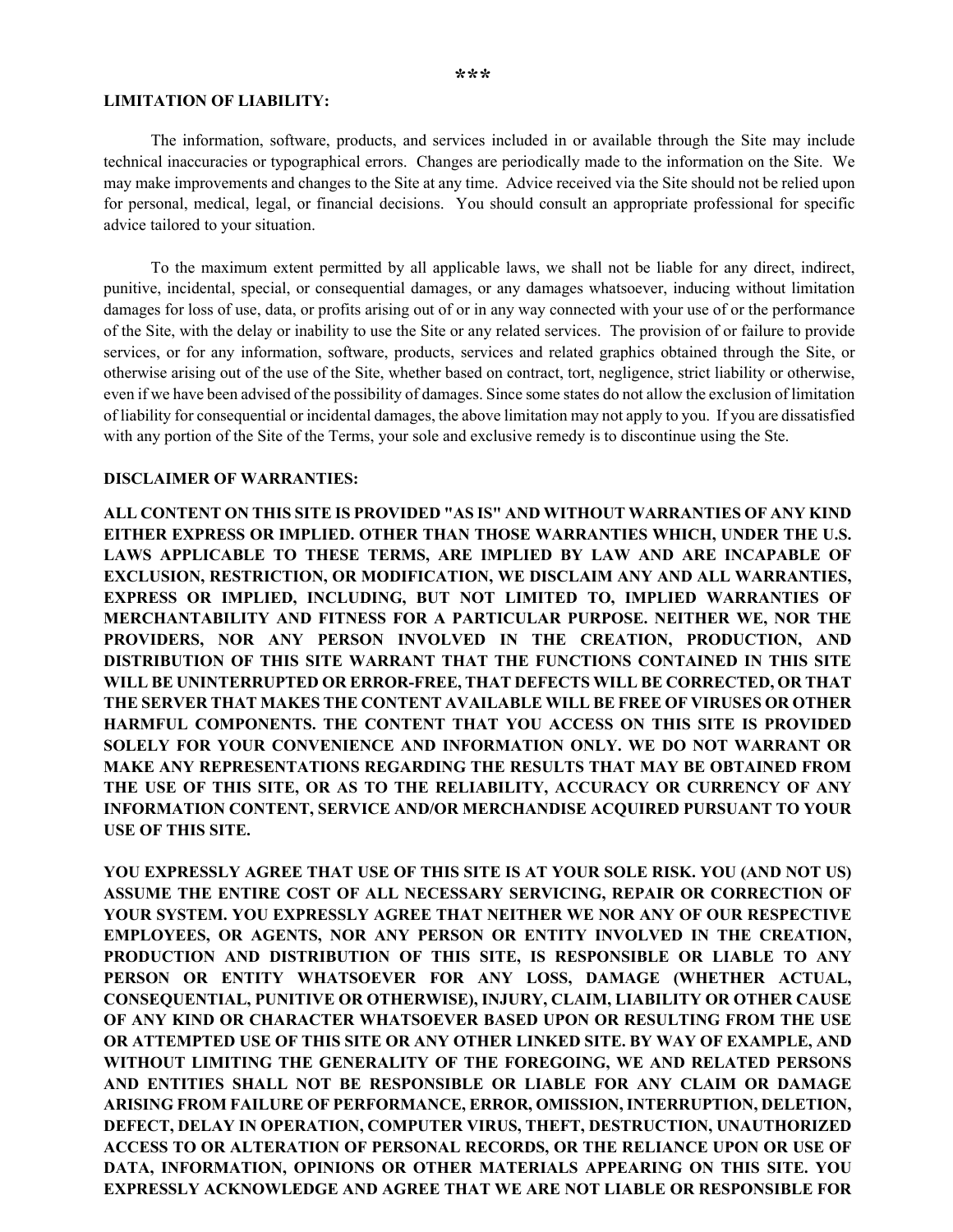***

**LIMITATION OF LIABILITY:**

The information, software, products, and services included in or available through the Site may include technical inaccuracies or typographical errors. Changes are periodically made to the information on the Site. We may make improvements and changes to the Site at any time. Advice received via the Site should not be relied upon for personal, medical, legal, or financial decisions. You should consult an appropriate professional for specific advice tailored to your situation.

To the maximum extent permitted by all applicable laws, we shall not be liable for any direct, indirect, punitive, incidental, special, or consequential damages, or any damages whatsoever, inducing without limitation damages for loss of use, data, or profits arising out of or in any way connected with your use of or the performance of the Site, with the delay or inability to use the Site or any related services. The provision of or failure to provide services, or for any information, software, products, services and related graphics obtained through the Site, or otherwise arising out of the use of the Site, whether based on contract, tort, negligence, strict liability or otherwise, even if we have been advised of the possibility of damages. Since some states do not allow the exclusion of limitation of liability for consequential or incidental damages, the above limitation may not apply to you. If you are dissatisfied with any portion of the Site of the Terms, your sole and exclusive remedy is to discontinue using the Ste.

**DISCLAIMER OF WARRANTIES:**

**ALL CONTENT ON THIS SITE IS PROVIDED "AS IS" AND WITHOUT WARRANTIES OF ANY KIND EITHER EXPRESS OR IMPLIED. OTHER THAN THOSE WARRANTIES WHICH, UNDER THE U.S. LAWS APPLICABLE TO THESE TERMS, ARE IMPLIED BY LAW AND ARE INCAPABLE OF EXCLUSION, RESTRICTION, OR MODIFICATION, WE DISCLAIM ANY AND ALL WARRANTIES, EXPRESS OR IMPLIED, INCLUDING, BUT NOT LIMITED TO, IMPLIED WARRANTIES OF MERCHANTABILITY AND FITNESS FOR A PARTICULAR PURPOSE. NEITHER WE, NOR THE PROVIDERS, NOR ANY PERSON INVOLVED IN THE CREATION, PRODUCTION, AND DISTRIBUTION OF THIS SITE WARRANT THAT THE FUNCTIONS CONTAINED IN THIS SITE WILL BE UNINTERRUPTED OR ERROR-FREE, THAT DEFECTS WILL BE CORRECTED, OR THAT THE SERVER THAT MAKES THE CONTENT AVAILABLE WILL BE FREE OF VIRUSES OR OTHER HARMFUL COMPONENTS. THE CONTENT THAT YOU ACCESS ON THIS SITE IS PROVIDED SOLELY FOR YOUR CONVENIENCE AND INFORMATION ONLY. WE DO NOT WARRANT OR MAKE ANY REPRESENTATIONS REGARDING THE RESULTS THAT MAY BE OBTAINED FROM THE USE OF THIS SITE, OR AS TO THE RELIABILITY, ACCURACY OR CURRENCY OF ANY INFORMATION CONTENT, SERVICE AND/OR MERCHANDISE ACQUIRED PURSUANT TO YOUR USE OF THIS SITE.**

**YOU EXPRESSLY AGREE THAT USE OF THIS SITE IS AT YOUR SOLE RISK. YOU (AND NOT US) ASSUME THE ENTIRE COST OF ALL NECESSARY SERVICING, REPAIR OR CORRECTION OF YOUR SYSTEM. YOU EXPRESSLY AGREE THAT NEITHER WE NOR ANY OF OUR RESPECTIVE EMPLOYEES, OR AGENTS, NOR ANY PERSON OR ENTITY INVOLVED IN THE CREATION, PRODUCTION AND DISTRIBUTION OF THIS SITE, IS RESPONSIBLE OR LIABLE TO ANY PERSON OR ENTITY WHATSOEVER FOR ANY LOSS, DAMAGE (WHETHER ACTUAL, CONSEQUENTIAL, PUNITIVE OR OTHERWISE), INJURY, CLAIM, LIABILITY OR OTHER CAUSE OF ANY KIND OR CHARACTER WHATSOEVER BASED UPON OR RESULTING FROM THE USE OR ATTEMPTED USE OF THIS SITE OR ANY OTHER LINKED SITE. BY WAY OF EXAMPLE, AND WITHOUT LIMITING THE GENERALITY OF THE FOREGOING, WE AND RELATED PERSONS AND ENTITIES SHALL NOT BE RESPONSIBLE OR LIABLE FOR ANY CLAIM OR DAMAGE ARISING FROM FAILURE OF PERFORMANCE, ERROR, OMISSION, INTERRUPTION, DELETION, DEFECT, DELAY IN OPERATION, COMPUTER VIRUS, THEFT, DESTRUCTION, UNAUTHORIZED ACCESS TO OR ALTERATION OF PERSONAL RECORDS, OR THE RELIANCE UPON OR USE OF DATA, INFORMATION, OPINIONS OR OTHER MATERIALS APPEARING ON THIS SITE. YOU EXPRESSLY ACKNOWLEDGE AND AGREE THAT WE ARE NOT LIABLE OR RESPONSIBLE FOR**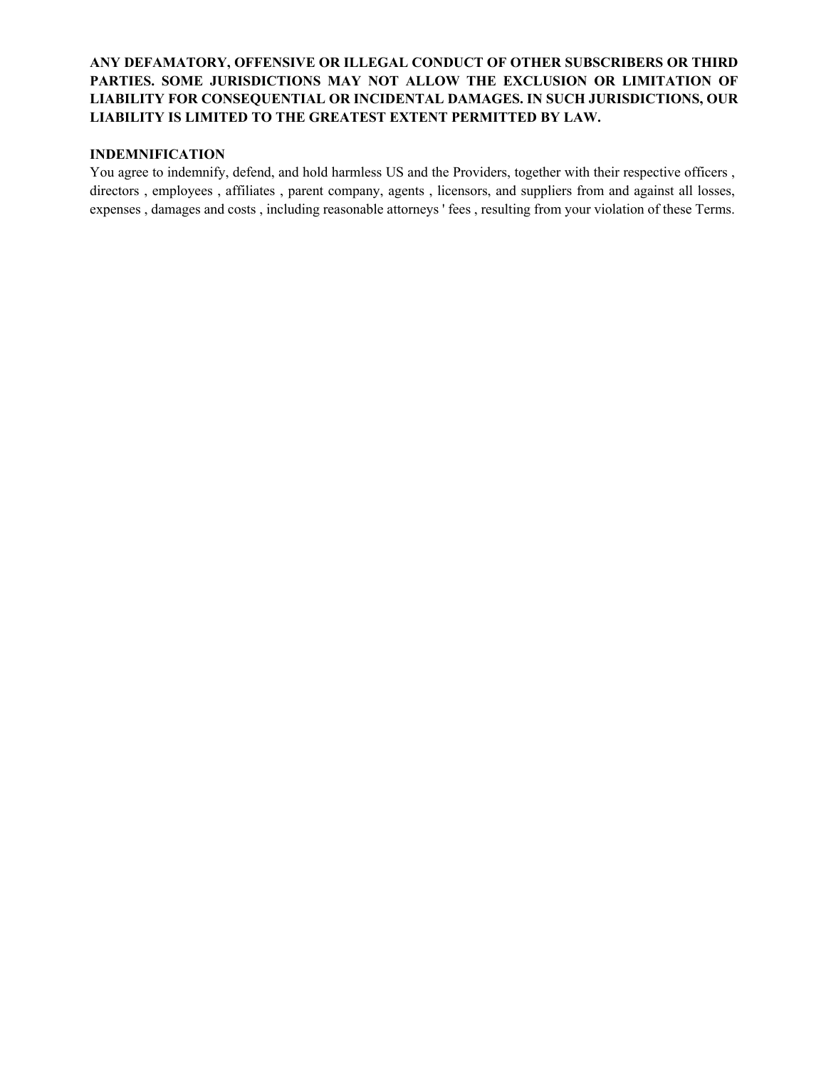**ANY DEFAMATORY, OFFENSIVE OR ILLEGAL CONDUCT OF OTHER SUBSCRIBERS OR THIRD PARTIES. SOME JURISDICTIONS MAY NOT ALLOW THE EXCLUSION OR LIMITATION OF LIABILITY FOR CONSEQUENTIAL OR INCIDENTAL DAMAGES. IN SUCH JURISDICTIONS, OUR LIABILITY IS LIMITED TO THE GREATEST EXTENT PERMITTED BY LAW.**

**INDEMNIFICATION**

You agree to indemnify, defend, and hold harmless US and the Providers, together with their respective officers , directors , employees , affiliates , parent company, agents , licensors, and suppliers from and against all losses, expenses , damages and costs , including reasonable attorneys ' fees , resulting from your violation of these Terms.